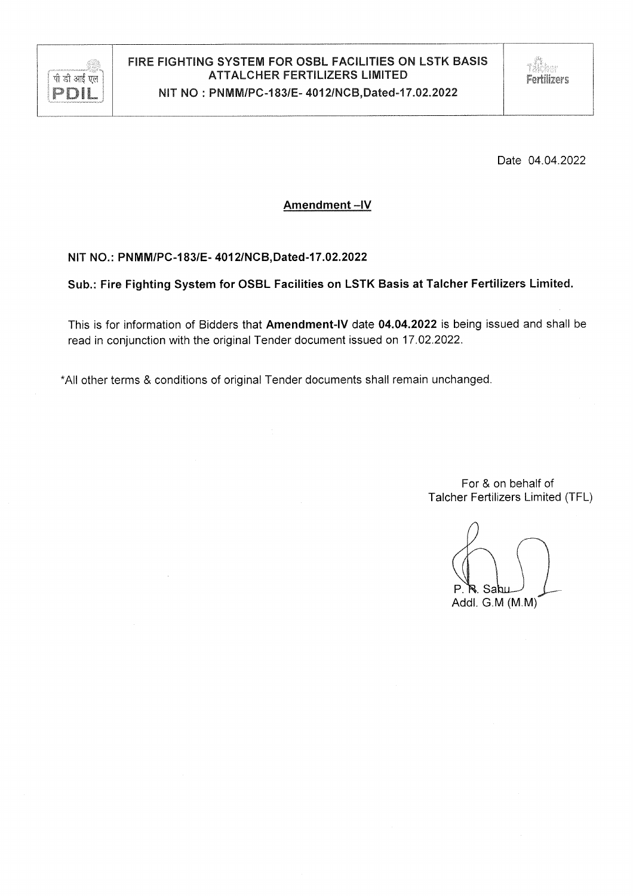पी डी आई एल PDIL

**FIRE FIGHTING SYSTEM FOR OSBL FACILITIES ON LSTK BASIS ATTALCHER FERTILIZERS LIMITED**

**NIT NO : PNMM/PC-183/E- 4012/NCB,Dated-17.02.2022**

Talcher Fertilizers

Date 04.04.2022

## Amendment –IV

**NIT NO.: PNMM/PC-183/E- 4012/NCB,Dated-17.02.2022**

**Sub.: Fire Fighting System for OSBL Facilities on LSTK Basis at Talcher Fertilizers Limited.**

This is for information of Bidders that **Amendment-IV** date **04.04.2022** is being issued and shall be read in conjunction with the original Tender document issued on 17.02.2022.

*All other terms & conditions of original Tender documents shall remain unchanged.

For & on behalf of
Talcher Fertilizers Limited (TFL)

P. R. Sahu
Addl. G.M (M.M)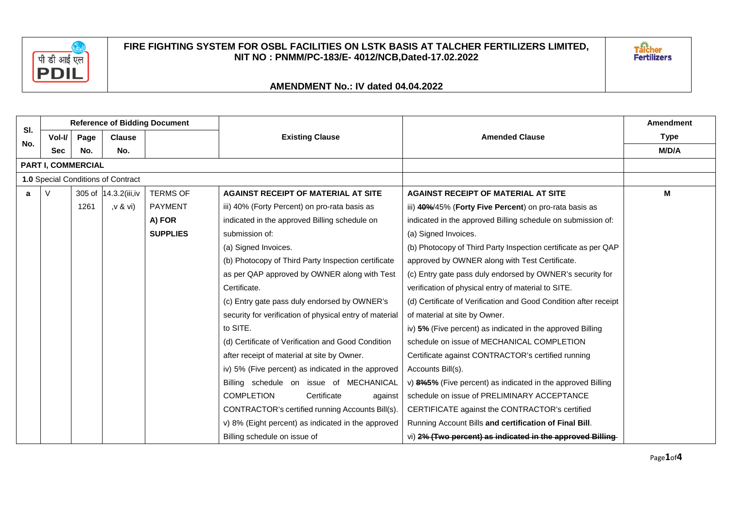**FIRE FIGHTING SYSTEM FOR OSBL FACILITIES ON LSTK BASIS AT TALCHER FERTILIZERS LIMITED, NIT NO : PNMM/PC-183/E- 4012/NCB,Dated-17.02.2022**

**AMENDMENT No.: IV dated 04.04.2022**

| Sl. No. | Reference of Bidding Document | | | | Existing Clause | Amended Clause | Amendment Type |
|---|---|---|---|---|---|---|---|
| | Vol-I/ Sec | Page No. | Clause No. | | | | M/D/A |
| **PART I, COMMERCIAL** | | | | | | | |
| **1.0** Special Conditions of Contract | | | | | | | |
| **a** | V | 305 of 1261 | 14.3.2(iii,iv ,v & vi) | TERMS OF PAYMENT **A) FOR SUPPLIES** | **AGAINST RECEIPT OF MATERIAL AT SITE**<br>iii) 40% (Forty Percent) on pro-rata basis as indicated in the approved Billing schedule on submission of:<br>(a) Signed Invoices.<br>(b) Photocopy of Third Party Inspection certificate as per QAP approved by OWNER along with Test Certificate.<br>(c) Entry gate pass duly endorsed by OWNER's security for verification of physical entry of material to SITE.<br>(d) Certificate of Verification and Good Condition after receipt of material at site by Owner.<br>iv) 5% (Five percent) as indicated in the approved Billing schedule on issue of MECHANICAL COMPLETION Certificate against CONTRACTOR's certified running Accounts Bill(s).<br>v) 8% (Eight percent) as indicated in the approved Billing schedule on issue of | **AGAINST RECEIPT OF MATERIAL AT SITE**<br>iii) ~~**40%**~~/45% (**Forty Five Percent**) on pro-rata basis as indicated in the approved Billing schedule on submission of:<br>(a) Signed Invoices.<br>(b) Photocopy of Third Party Inspection certificate as per QAP approved by OWNER along with Test Certificate.<br>(c) Entry gate pass duly endorsed by OWNER's security for verification of physical entry of material to SITE.<br>(d) Certificate of Verification and Good Condition after receipt of material at site by Owner.<br>iv) **5%** (Five percent) as indicated in the approved Billing schedule on issue of MECHANICAL COMPLETION Certificate against CONTRACTOR's certified running Accounts Bill(s).<br>v) ~~**8%**~~**5%** (Five percent) as indicated in the approved Billing schedule on issue of PRELIMINARY ACCEPTANCE CERTIFICATE against the CONTRACTOR's certified Running Account Bills **and certification of Final Bill**.<br>vi) ~~**2% (Two percent) as indicated in the approved Billing**~~ | **M** |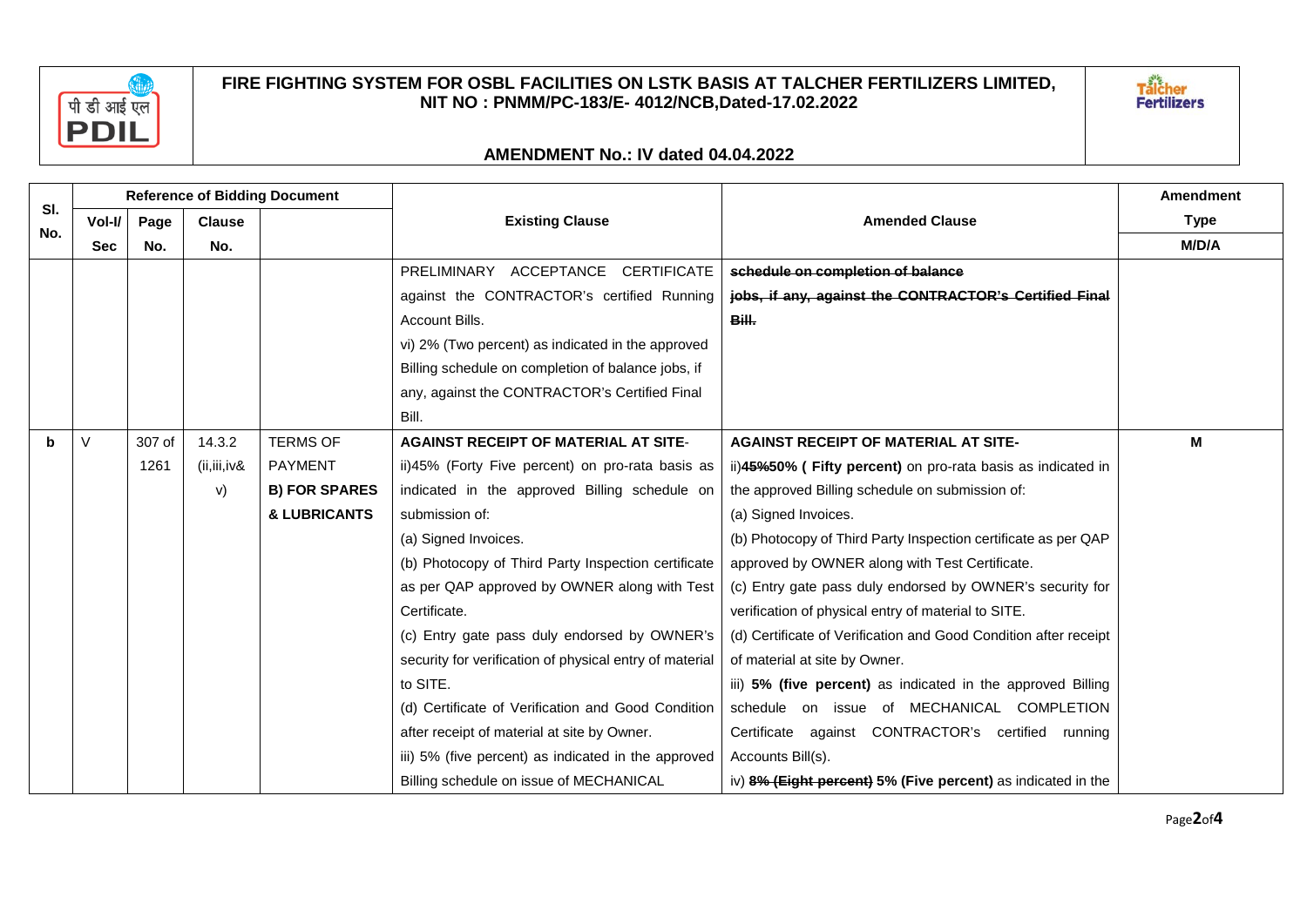# FIRE FIGHTING SYSTEM FOR OSBL FACILITIES ON LSTK BASIS AT TALCHER FERTILIZERS LIMITED, NIT NO : PNMM/PC-183/E- 4012/NCB,Dated-17.02.2022

## AMENDMENT No.: IV dated 04.04.2022

| Sl. No. | Reference of Bidding Document | | | | Existing Clause | Amended Clause | Amendment Type |
|---|---|---|---|---|---|---|---|
| | Vol-I/ Sec | Page No. | Clause No. | | | | M/D/A |
| | | | | | PRELIMINARY ACCEPTANCE CERTIFICATE against the CONTRACTOR's certified Running Account Bills.<br>vi) 2% (Two percent) as indicated in the approved Billing schedule on completion of balance jobs, if any, against the CONTRACTOR's Certified Final Bill. | ~~schedule on completion of balance jobs, if any, against the CONTRACTOR's Certified Final Bill.~~ | |
| b | V | 307 of 1261 | 14.3.2 (ii,iii,iv& v) | TERMS OF PAYMENT **B) FOR SPARES & LUBRICANTS** | **AGAINST RECEIPT OF MATERIAL AT SITE**-<br>ii)45% (Forty Five percent) on pro-rata basis as indicated in the approved Billing schedule on submission of:<br>(a) Signed Invoices.<br>(b) Photocopy of Third Party Inspection certificate as per QAP approved by OWNER along with Test Certificate.<br>(c) Entry gate pass duly endorsed by OWNER's security for verification of physical entry of material to SITE.<br>(d) Certificate of Verification and Good Condition after receipt of material at site by Owner.<br>iii) 5% (five percent) as indicated in the approved Billing schedule on issue of MECHANICAL | **AGAINST RECEIPT OF MATERIAL AT SITE-**<br>ii)~~**45%**~~**50% ( Fifty percent)** on pro-rata basis as indicated in the approved Billing schedule on submission of:<br>(a) Signed Invoices.<br>(b) Photocopy of Third Party Inspection certificate as per QAP approved by OWNER along with Test Certificate.<br>(c) Entry gate pass duly endorsed by OWNER's security for verification of physical entry of material to SITE.<br>(d) Certificate of Verification and Good Condition after receipt of material at site by Owner.<br>iii) **5% (five percent)** as indicated in the approved Billing schedule on issue of MECHANICAL COMPLETION Certificate against CONTRACTOR's certified running Accounts Bill(s).<br>iv) ~~**8% (Eight percent)**~~ **5% (Five percent)** as indicated in the | M |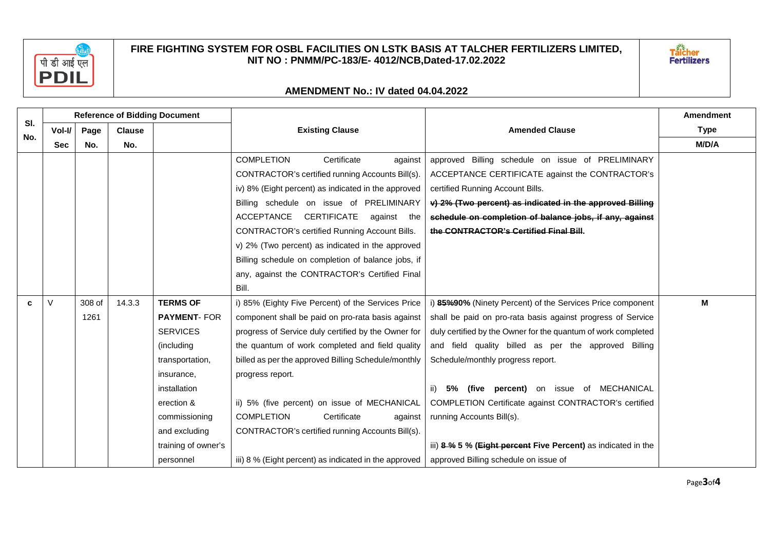# FIRE FIGHTING SYSTEM FOR OSBL FACILITIES ON LSTK BASIS AT TALCHER FERTILIZERS LIMITED, NIT NO : PNMM/PC-183/E- 4012/NCB,Dated-17.02.2022

## AMENDMENT No.: IV dated 04.04.2022

| Sl. No. | Reference of Bidding Document | | | | Existing Clause | Amended Clause | Amendment Type |
|---|---|---|---|---|---|---|---|
| | Vol-I/ Sec | Page No. | Clause No. | | | | M/D/A |
| | | | | | COMPLETION Certificate against CONTRACTOR's certified running Accounts Bill(s).<br>iv) 8% (Eight percent) as indicated in the approved Billing schedule on issue of PRELIMINARY ACCEPTANCE CERTIFICATE against the CONTRACTOR's certified Running Account Bills.<br>v) 2% (Two percent) as indicated in the approved Billing schedule on completion of balance jobs, if any, against the CONTRACTOR's Certified Final Bill. | approved Billing schedule on issue of PRELIMINARY ACCEPTANCE CERTIFICATE against the CONTRACTOR's certified Running Account Bills.<br>~~**v) 2% (Two percent) as indicated in the approved Billing schedule on completion of balance jobs, if any, against the CONTRACTOR's Certified Final Bill.**~~ | |
| c | V | 308 of 1261 | 14.3.3 | **TERMS OF PAYMENT**- FOR SERVICES (including transportation, insurance, installation erection & commissioning and excluding training of owner's personnel | i) 85% (Eighty Five Percent) of the Services Price component shall be paid on pro-rata basis against progress of Service duly certified by the Owner for the quantum of work completed and field quality billed as per the approved Billing Schedule/monthly progress report.<br><br>ii) 5% (five percent) on issue of MECHANICAL COMPLETION Certificate against CONTRACTOR's certified running Accounts Bill(s).<br><br>iii) 8 % (Eight percent) as indicated in the approved | i) ~~**85%**~~**90%** (Ninety Percent) of the Services Price component shall be paid on pro-rata basis against progress of Service duly certified by the Owner for the quantum of work completed and field quality billed as per the approved Billing Schedule/monthly progress report.<br><br>ii) **5% (five percent)** on issue of MECHANICAL COMPLETION Certificate against CONTRACTOR's certified running Accounts Bill(s).<br><br>iii) ~~**8 %**~~ **5 % (~~Eight percent~~ Five Percent)** as indicated in the approved Billing schedule on issue of | M |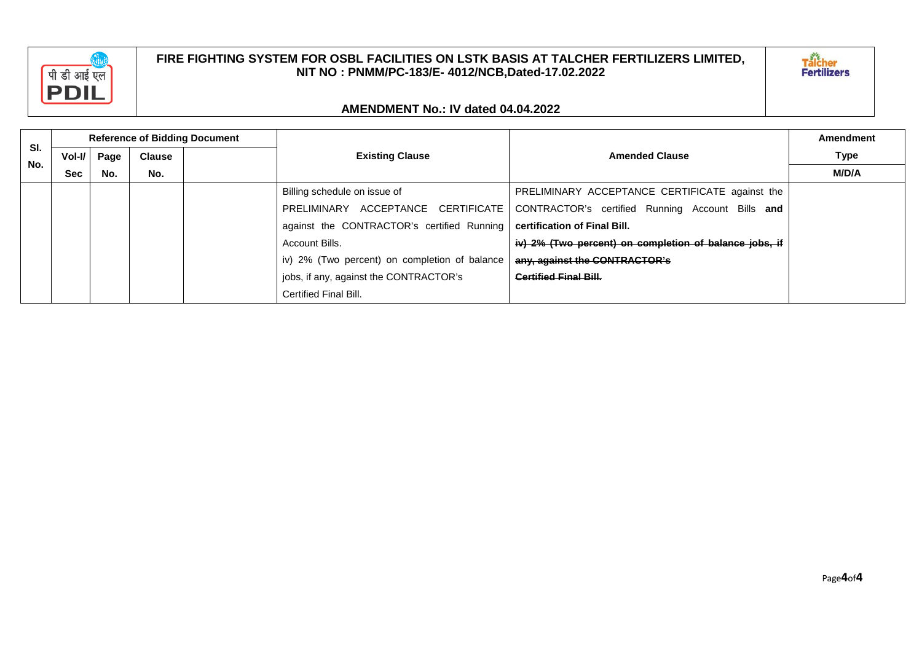# FIRE FIGHTING SYSTEM FOR OSBL FACILITIES ON LSTK BASIS AT TALCHER FERTILIZERS LIMITED, NIT NO : PNMM/PC-183/E- 4012/NCB,Dated-17.02.2022

## AMENDMENT No.: IV dated 04.04.2022

| Sl. No. | Reference of Bidding Document | | | | Existing Clause | Amended Clause | Amendment Type |
|---|---|---|---|---|---|---|---|
| | Vol-I/ Sec | Page No. | Clause No. | | | | M/D/A |
| | | | | | Billing schedule on issue of PRELIMINARY ACCEPTANCE CERTIFICATE against the CONTRACTOR's certified Running Account Bills. iv) 2% (Two percent) on completion of balance jobs, if any, against the CONTRACTOR's Certified Final Bill. | PRELIMINARY ACCEPTANCE CERTIFICATE against the CONTRACTOR's certified Running Account Bills **and certification of Final Bill.** ~~**iv) 2% (Two percent) on completion of balance jobs, if any, against the CONTRACTOR's Certified Final Bill.**~~ | |